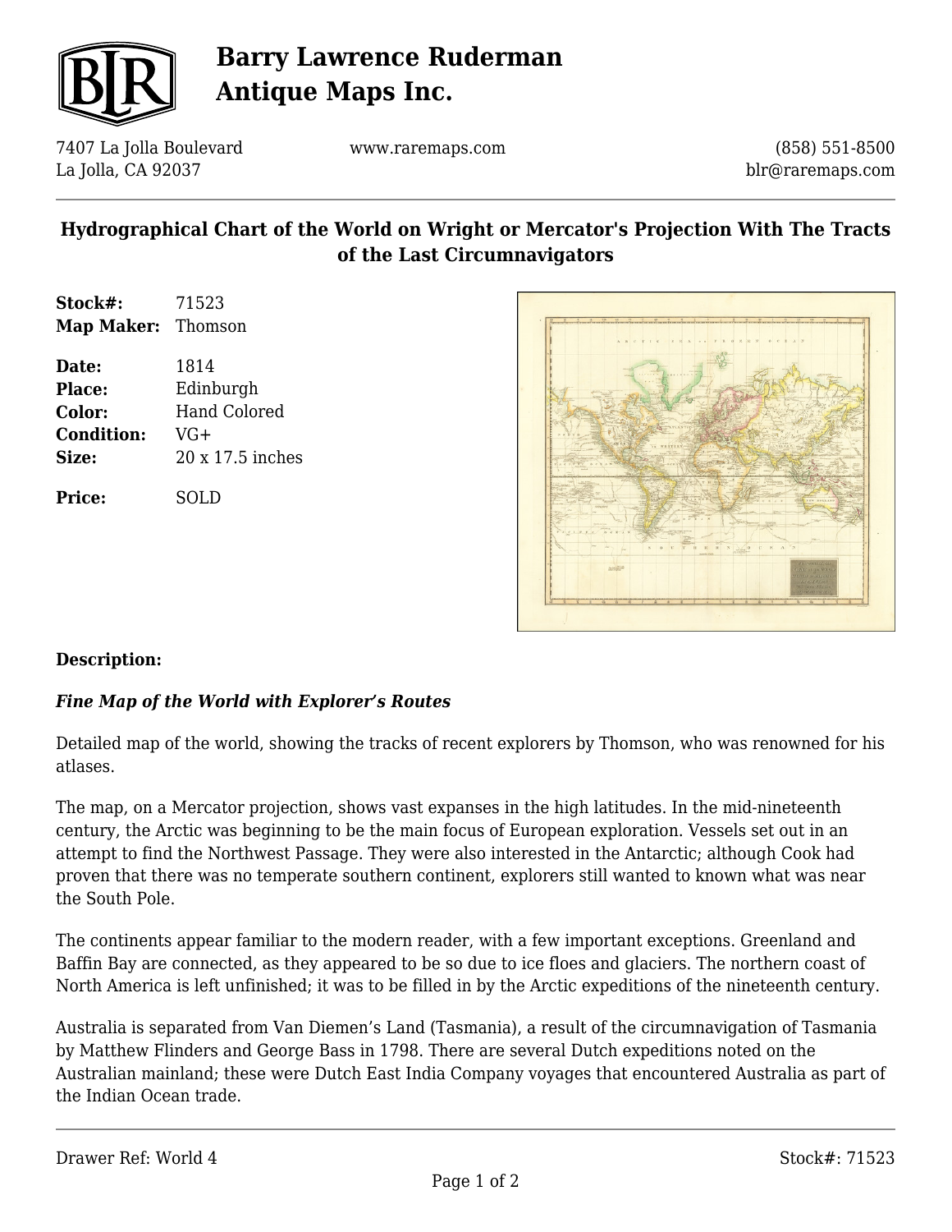# Barry Lawrence Ruderman Antique Maps Inc.

7407 La Jolla Boulevard
La Jolla, CA 92037

www.raremaps.com

(858) 551-8500
blr@raremaps.com

## Hydrographical Chart of the World on Wright or Mercator's Projection With The Tracts of the Last Circumnavigators

**Stock#:** 71523
**Map Maker:** Thomson

**Date:** 1814
**Place:** Edinburgh
**Color:** Hand Colored
**Condition:** VG+
**Size:** 20 x 17.5 inches

**Price:** SOLD

**Description:**

***Fine Map of the World with Explorer's Routes***

Detailed map of the world, showing the tracks of recent explorers by Thomson, who was renowned for his atlases.

The map, on a Mercator projection, shows vast expanses in the high latitudes. In the mid-nineteenth century, the Arctic was beginning to be the main focus of European exploration. Vessels set out in an attempt to find the Northwest Passage. They were also interested in the Antarctic; although Cook had proven that there was no temperate southern continent, explorers still wanted to known what was near the South Pole.

The continents appear familiar to the modern reader, with a few important exceptions. Greenland and Baffin Bay are connected, as they appeared to be so due to ice floes and glaciers. The northern coast of North America is left unfinished; it was to be filled in by the Arctic expeditions of the nineteenth century.

Australia is separated from Van Diemen's Land (Tasmania), a result of the circumnavigation of Tasmania by Matthew Flinders and George Bass in 1798. There are several Dutch expeditions noted on the Australian mainland; these were Dutch East India Company voyages that encountered Australia as part of the Indian Ocean trade.

Drawer Ref: World 4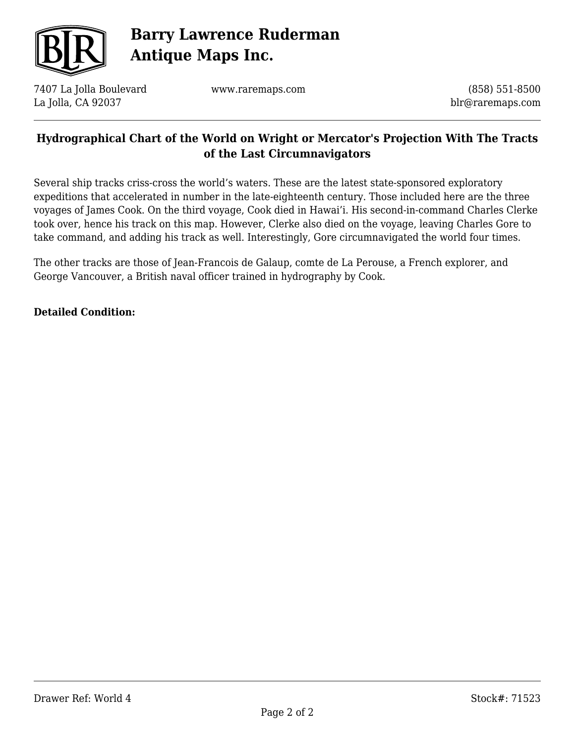**Hydrographical Chart of the World on Wright or Mercator's Projection With The Tracts of the Last Circumnavigators**

Several ship tracks criss-cross the world's waters. These are the latest state-sponsored exploratory expeditions that accelerated in number in the late-eighteenth century. Those included here are the three voyages of James Cook. On the third voyage, Cook died in Hawai'i. His second-in-command Charles Clerke took over, hence his track on this map. However, Clerke also died on the voyage, leaving Charles Gore to take command, and adding his track as well. Interestingly, Gore circumnavigated the world four times.

The other tracks are those of Jean-Francois de Galaup, comte de La Perouse, a French explorer, and George Vancouver, a British naval officer trained in hydrography by Cook.

**Detailed Condition:**

Drawer Ref: World 4

Stock#: 71523